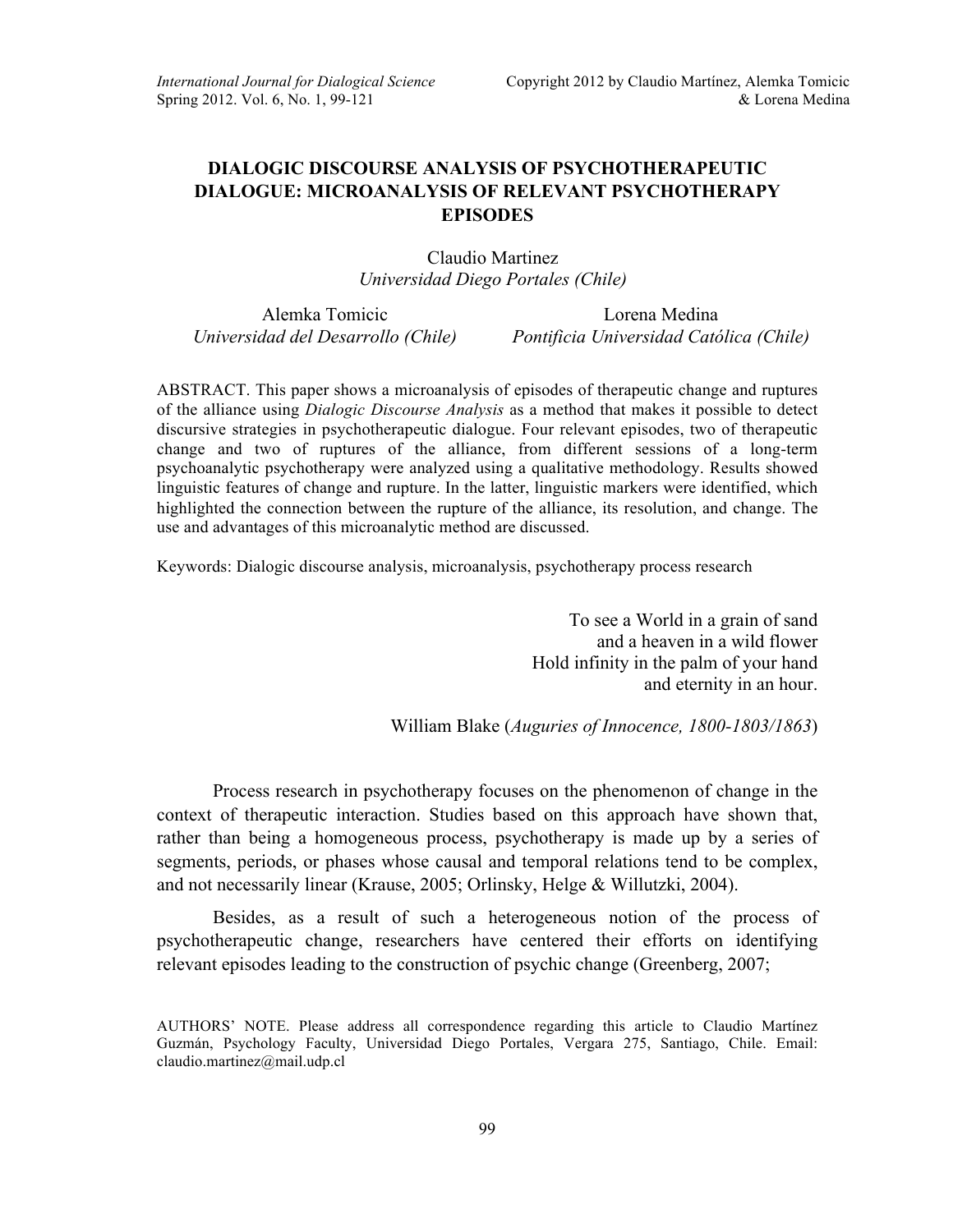# DIALOGIC DISCOURSE ANALYSIS OF PSYCHOTHERAPEUTIC DIALOGUE: MICROANALYSIS OF RELEVANT PSYCHOTHERAPY EPISODES

Claudio Martinez
*Universidad Diego Portales (Chile)*

Alemka Tomicic
*Universidad del Desarrollo (Chile)*

Lorena Medina
*Pontificia Universidad Católica (Chile)*

ABSTRACT. This paper shows a microanalysis of episodes of therapeutic change and ruptures of the alliance using *Dialogic Discourse Analysis* as a method that makes it possible to detect discursive strategies in psychotherapeutic dialogue. Four relevant episodes, two of therapeutic change and two of ruptures of the alliance, from different sessions of a long-term psychoanalytic psychotherapy were analyzed using a qualitative methodology. Results showed linguistic features of change and rupture. In the latter, linguistic markers were identified, which highlighted the connection between the rupture of the alliance, its resolution, and change. The use and advantages of this microanalytic method are discussed.

Keywords: Dialogic discourse analysis, microanalysis, psychotherapy process research

> To see a World in a grain of sand
> and a heaven in a wild flower
> Hold infinity in the palm of your hand
> and eternity in an hour.
>
> William Blake (*Auguries of Innocence, 1800-1803/1863*)

Process research in psychotherapy focuses on the phenomenon of change in the context of therapeutic interaction. Studies based on this approach have shown that, rather than being a homogeneous process, psychotherapy is made up by a series of segments, periods, or phases whose causal and temporal relations tend to be complex, and not necessarily linear (Krause, 2005; Orlinsky, Helge & Willutzki, 2004).

Besides, as a result of such a heterogeneous notion of the process of psychotherapeutic change, researchers have centered their efforts on identifying relevant episodes leading to the construction of psychic change (Greenberg, 2007;

AUTHORS' NOTE. Please address all correspondence regarding this article to Claudio Martínez Guzmán, Psychology Faculty, Universidad Diego Portales, Vergara 275, Santiago, Chile. Email: claudio.martinez@mail.udp.cl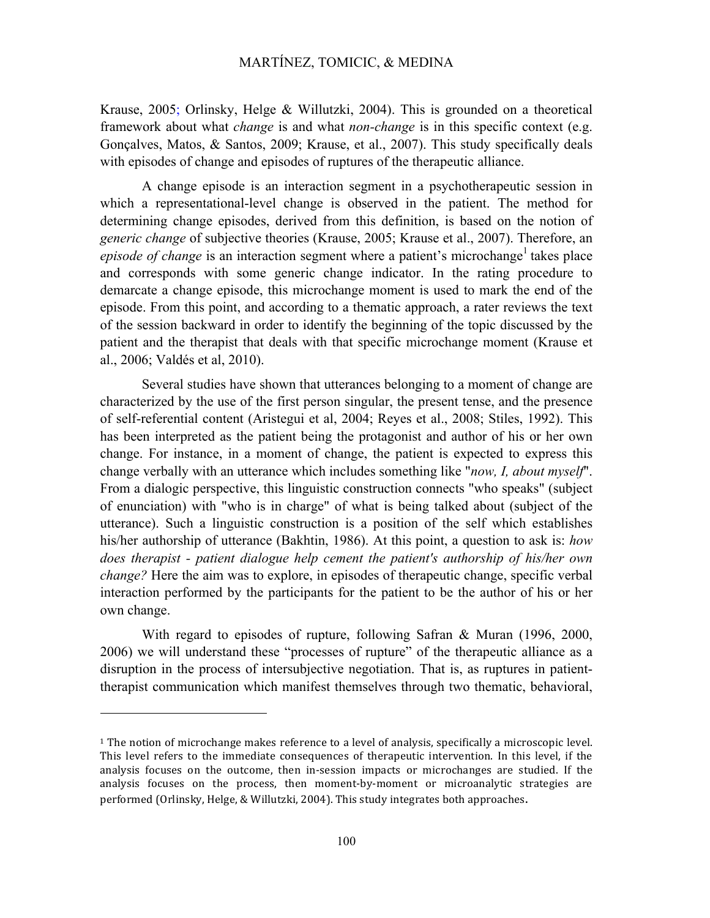Krause, 2005; Orlinsky, Helge & Willutzki, 2004). This is grounded on a theoretical framework about what *change* is and what *non-change* is in this specific context (e.g. Gonçalves, Matos, & Santos, 2009; Krause, et al., 2007). This study specifically deals with episodes of change and episodes of ruptures of the therapeutic alliance.

A change episode is an interaction segment in a psychotherapeutic session in which a representational-level change is observed in the patient. The method for determining change episodes, derived from this definition, is based on the notion of *generic change* of subjective theories (Krause, 2005; Krause et al., 2007). Therefore, an *episode of change* is an interaction segment where a patient's microchange[1] takes place and corresponds with some generic change indicator. In the rating procedure to demarcate a change episode, this microchange moment is used to mark the end of the episode. From this point, and according to a thematic approach, a rater reviews the text of the session backward in order to identify the beginning of the topic discussed by the patient and the therapist that deals with that specific microchange moment (Krause et al., 2006; Valdés et al, 2010).

Several studies have shown that utterances belonging to a moment of change are characterized by the use of the first person singular, the present tense, and the presence of self-referential content (Aristegui et al, 2004; Reyes et al., 2008; Stiles, 1992). This has been interpreted as the patient being the protagonist and author of his or her own change. For instance, in a moment of change, the patient is expected to express this change verbally with an utterance which includes something like "*now, I, about myself*". From a dialogic perspective, this linguistic construction connects "who speaks" (subject of enunciation) with "who is in charge" of what is being talked about (subject of the utterance). Such a linguistic construction is a position of the self which establishes his/her authorship of utterance (Bakhtin, 1986). At this point, a question to ask is: *how does therapist - patient dialogue help cement the patient's authorship of his/her own change?* Here the aim was to explore, in episodes of therapeutic change, specific verbal interaction performed by the participants for the patient to be the author of his or her own change.

With regard to episodes of rupture, following Safran & Muran (1996, 2000, 2006) we will understand these "processes of rupture" of the therapeutic alliance as a disruption in the process of intersubjective negotiation. That is, as ruptures in patient-therapist communication which manifest themselves through two thematic, behavioral,

---

[1] The notion of microchange makes reference to a level of analysis, specifically a microscopic level. This level refers to the immediate consequences of therapeutic intervention. In this level, if the analysis focuses on the outcome, then in-session impacts or microchanges are studied. If the analysis focuses on the process, then moment-by-moment or microanalytic strategies are performed (Orlinsky, Helge, & Willutzki, 2004). This study integrates both approaches.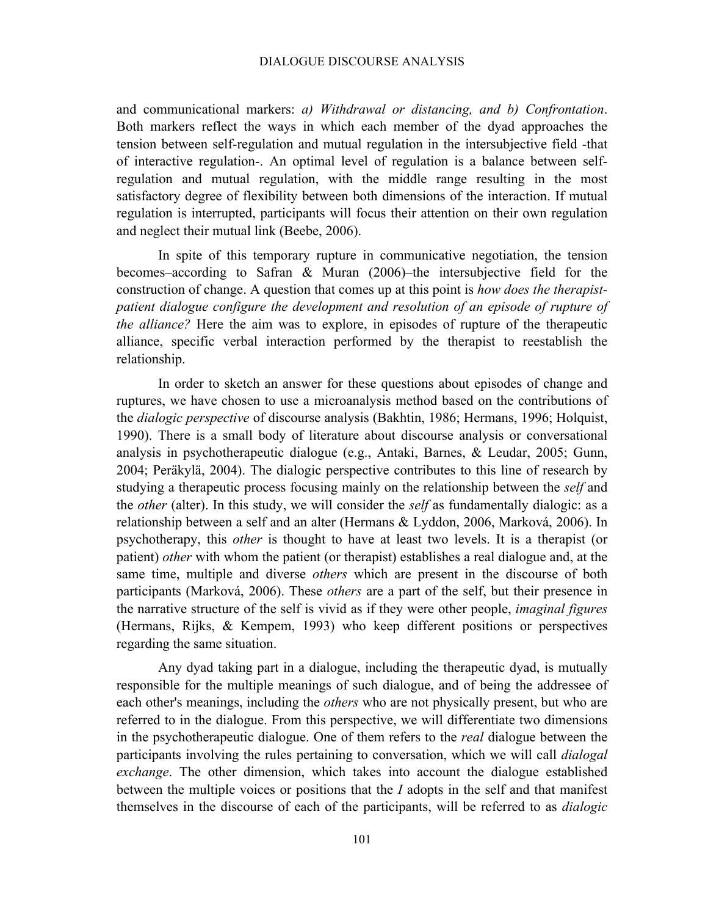and communicational markers: *a) Withdrawal or distancing, and b) Confrontation*. Both markers reflect the ways in which each member of the dyad approaches the tension between self-regulation and mutual regulation in the intersubjective field -that of interactive regulation-. An optimal level of regulation is a balance between self-regulation and mutual regulation, with the middle range resulting in the most satisfactory degree of flexibility between both dimensions of the interaction. If mutual regulation is interrupted, participants will focus their attention on their own regulation and neglect their mutual link (Beebe, 2006).

In spite of this temporary rupture in communicative negotiation, the tension becomes–according to Safran & Muran (2006)–the intersubjective field for the construction of change. A question that comes up at this point is *how does the therapist-patient dialogue configure the development and resolution of an episode of rupture of the alliance?* Here the aim was to explore, in episodes of rupture of the therapeutic alliance, specific verbal interaction performed by the therapist to reestablish the relationship.

In order to sketch an answer for these questions about episodes of change and ruptures, we have chosen to use a microanalysis method based on the contributions of the *dialogic perspective* of discourse analysis (Bakhtin, 1986; Hermans, 1996; Holquist, 1990). There is a small body of literature about discourse analysis or conversational analysis in psychotherapeutic dialogue (e.g., Antaki, Barnes, & Leudar, 2005; Gunn, 2004; Peräkylä, 2004). The dialogic perspective contributes to this line of research by studying a therapeutic process focusing mainly on the relationship between the *self* and the *other* (alter). In this study, we will consider the *self* as fundamentally dialogic: as a relationship between a self and an alter (Hermans & Lyddon, 2006, Marková, 2006). In psychotherapy, this *other* is thought to have at least two levels. It is a therapist (or patient) *other* with whom the patient (or therapist) establishes a real dialogue and, at the same time, multiple and diverse *others* which are present in the discourse of both participants (Marková, 2006). These *others* are a part of the self, but their presence in the narrative structure of the self is vivid as if they were other people, *imaginal figures* (Hermans, Rijks, & Kempem, 1993) who keep different positions or perspectives regarding the same situation.

Any dyad taking part in a dialogue, including the therapeutic dyad, is mutually responsible for the multiple meanings of such dialogue, and of being the addressee of each other's meanings, including the *others* who are not physically present, but who are referred to in the dialogue. From this perspective, we will differentiate two dimensions in the psychotherapeutic dialogue. One of them refers to the *real* dialogue between the participants involving the rules pertaining to conversation, which we will call *dialogal exchange*. The other dimension, which takes into account the dialogue established between the multiple voices or positions that the *I* adopts in the self and that manifest themselves in the discourse of each of the participants, will be referred to as *dialogic*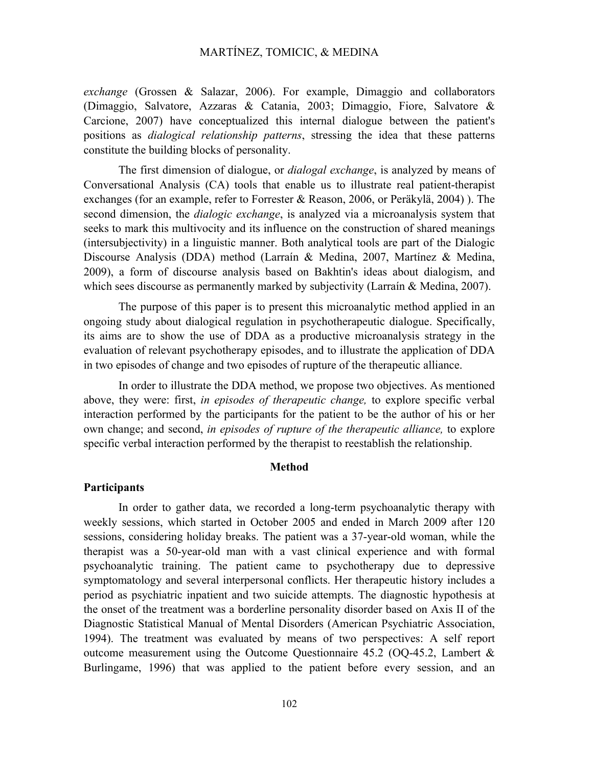*exchange* (Grossen & Salazar, 2006). For example, Dimaggio and collaborators (Dimaggio, Salvatore, Azzaras & Catania, 2003; Dimaggio, Fiore, Salvatore & Carcione, 2007) have conceptualized this internal dialogue between the patient's positions as *dialogical relationship patterns*, stressing the idea that these patterns constitute the building blocks of personality.

The first dimension of dialogue, or *dialogal exchange*, is analyzed by means of Conversational Analysis (CA) tools that enable us to illustrate real patient-therapist exchanges (for an example, refer to Forrester & Reason, 2006, or Peräkylä, 2004) ). The second dimension, the *dialogic exchange*, is analyzed via a microanalysis system that seeks to mark this multivocity and its influence on the construction of shared meanings (intersubjectivity) in a linguistic manner. Both analytical tools are part of the Dialogic Discourse Analysis (DDA) method (Larraín & Medina, 2007, Martínez & Medina, 2009), a form of discourse analysis based on Bakhtin's ideas about dialogism, and which sees discourse as permanently marked by subjectivity (Larraín & Medina, 2007).

The purpose of this paper is to present this microanalytic method applied in an ongoing study about dialogical regulation in psychotherapeutic dialogue. Specifically, its aims are to show the use of DDA as a productive microanalysis strategy in the evaluation of relevant psychotherapy episodes, and to illustrate the application of DDA in two episodes of change and two episodes of rupture of the therapeutic alliance.

In order to illustrate the DDA method, we propose two objectives. As mentioned above, they were: first, *in episodes of therapeutic change,* to explore specific verbal interaction performed by the participants for the patient to be the author of his or her own change; and second, *in episodes of rupture of the therapeutic alliance,* to explore specific verbal interaction performed by the therapist to reestablish the relationship.

## Method

### Participants

In order to gather data, we recorded a long-term psychoanalytic therapy with weekly sessions, which started in October 2005 and ended in March 2009 after 120 sessions, considering holiday breaks. The patient was a 37-year-old woman, while the therapist was a 50-year-old man with a vast clinical experience and with formal psychoanalytic training. The patient came to psychotherapy due to depressive symptomatology and several interpersonal conflicts. Her therapeutic history includes a period as psychiatric inpatient and two suicide attempts. The diagnostic hypothesis at the onset of the treatment was a borderline personality disorder based on Axis II of the Diagnostic Statistical Manual of Mental Disorders (American Psychiatric Association, 1994). The treatment was evaluated by means of two perspectives: A self report outcome measurement using the Outcome Questionnaire 45.2 (OQ-45.2, Lambert & Burlingame, 1996) that was applied to the patient before every session, and an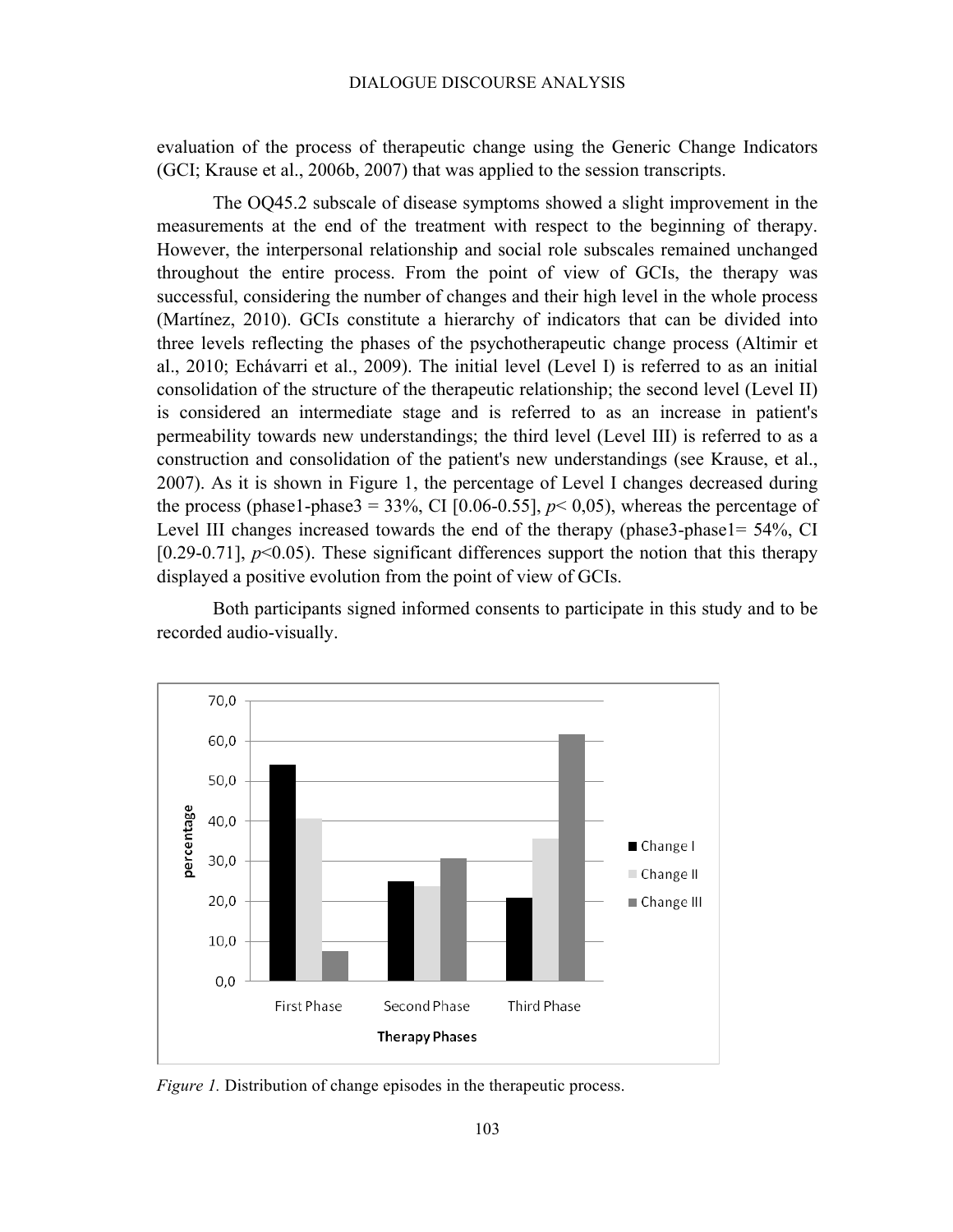evaluation of the process of therapeutic change using the Generic Change Indicators (GCI; Krause et al., 2006b, 2007) that was applied to the session transcripts.

The OQ45.2 subscale of disease symptoms showed a slight improvement in the measurements at the end of the treatment with respect to the beginning of therapy. However, the interpersonal relationship and social role subscales remained unchanged throughout the entire process. From the point of view of GCIs, the therapy was successful, considering the number of changes and their high level in the whole process (Martínez, 2010). GCIs constitute a hierarchy of indicators that can be divided into three levels reflecting the phases of the psychotherapeutic change process (Altimir et al., 2010; Echávarri et al., 2009). The initial level (Level I) is referred to as an initial consolidation of the structure of the therapeutic relationship; the second level (Level II) is considered an intermediate stage and is referred to as an increase in patient's permeability towards new understandings; the third level (Level III) is referred to as a construction and consolidation of the patient's new understandings (see Krause, et al., 2007). As it is shown in Figure 1, the percentage of Level I changes decreased during the process (phase1-phase3 = 33%, CI [0.06-0.55], $p < 0{,}05$), whereas the percentage of Level III changes increased towards the end of the therapy (phase3-phase1= 54%, CI [0.29-0.71], $p<0.05$). These significant differences support the notion that this therapy displayed a positive evolution from the point of view of GCIs.

Both participants signed informed consents to participate in this study and to be recorded audio-visually.

*Figure 1.* Distribution of change episodes in the therapeutic process.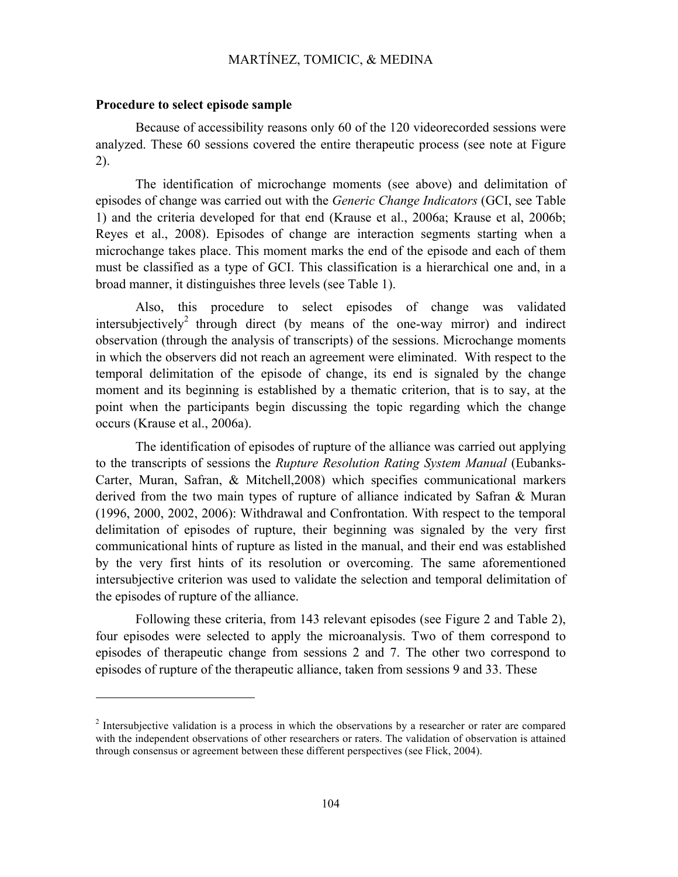### Procedure to select episode sample

Because of accessibility reasons only 60 of the 120 videorecorded sessions were analyzed. These 60 sessions covered the entire therapeutic process (see note at Figure 2).

The identification of microchange moments (see above) and delimitation of episodes of change was carried out with the *Generic Change Indicators* (GCI, see Table 1) and the criteria developed for that end (Krause et al., 2006a; Krause et al, 2006b; Reyes et al., 2008). Episodes of change are interaction segments starting when a microchange takes place. This moment marks the end of the episode and each of them must be classified as a type of GCI. This classification is a hierarchical one and, in a broad manner, it distinguishes three levels (see Table 1).

Also, this procedure to select episodes of change was validated intersubjectively[2] through direct (by means of the one-way mirror) and indirect observation (through the analysis of transcripts) of the sessions. Microchange moments in which the observers did not reach an agreement were eliminated. With respect to the temporal delimitation of the episode of change, its end is signaled by the change moment and its beginning is established by a thematic criterion, that is to say, at the point when the participants begin discussing the topic regarding which the change occurs (Krause et al., 2006a).

The identification of episodes of rupture of the alliance was carried out applying to the transcripts of sessions the *Rupture Resolution Rating System Manual* (Eubanks-Carter, Muran, Safran, & Mitchell,2008) which specifies communicational markers derived from the two main types of rupture of alliance indicated by Safran & Muran (1996, 2000, 2002, 2006): Withdrawal and Confrontation. With respect to the temporal delimitation of episodes of rupture, their beginning was signaled by the very first communicational hints of rupture as listed in the manual, and their end was established by the very first hints of its resolution or overcoming. The same aforementioned intersubjective criterion was used to validate the selection and temporal delimitation of the episodes of rupture of the alliance.

Following these criteria, from 143 relevant episodes (see Figure 2 and Table 2), four episodes were selected to apply the microanalysis. Two of them correspond to episodes of therapeutic change from sessions 2 and 7. The other two correspond to episodes of rupture of the therapeutic alliance, taken from sessions 9 and 33. These

---

[2] Intersubjective validation is a process in which the observations by a researcher or rater are compared with the independent observations of other researchers or raters. The validation of observation is attained through consensus or agreement between these different perspectives (see Flick, 2004).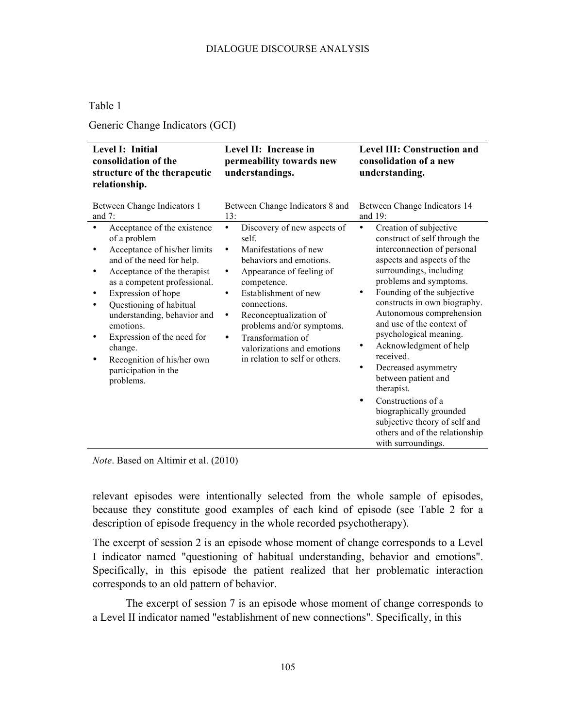Table 1

Generic Change Indicators (GCI)

| **Level I: Initial consolidation of the structure of the therapeutic relationship.** | **Level II: Increase in permeability towards new understandings.** | **Level III: Construction and consolidation of a new understanding.** |
|---|---|---|
| Between Change Indicators 1 and 7: | Between Change Indicators 8 and 13: | Between Change Indicators 14 and 19: |
| • Acceptance of the existence of a problem<br>• Acceptance of his/her limits and of the need for help.<br>• Acceptance of the therapist as a competent professional.<br>• Expression of hope<br>• Questioning of habitual understanding, behavior and emotions.<br>• Expression of the need for change.<br>• Recognition of his/her own participation in the problems. | • Discovery of new aspects of self.<br>• Manifestations of new behaviors and emotions.<br>• Appearance of feeling of competence.<br>• Establishment of new connections.<br>• Reconceptualization of problems and/or symptoms.<br>• Transformation of valorizations and emotions in relation to self or others. | • Creation of subjective construct of self through the interconnection of personal aspects and aspects of the surroundings, including problems and symptoms.<br>• Founding of the subjective constructs in own biography. Autonomous comprehension and use of the context of psychological meaning.<br>• Acknowledgment of help received.<br>• Decreased asymmetry between patient and therapist.<br>• Constructions of a biographically grounded subjective theory of self and others and of the relationship with surroundings. |

*Note*. Based on Altimir et al. (2010)

relevant episodes were intentionally selected from the whole sample of episodes, because they constitute good examples of each kind of episode (see Table 2 for a description of episode frequency in the whole recorded psychotherapy).

The excerpt of session 2 is an episode whose moment of change corresponds to a Level I indicator named "questioning of habitual understanding, behavior and emotions". Specifically, in this episode the patient realized that her problematic interaction corresponds to an old pattern of behavior.

The excerpt of session 7 is an episode whose moment of change corresponds to a Level II indicator named "establishment of new connections". Specifically, in this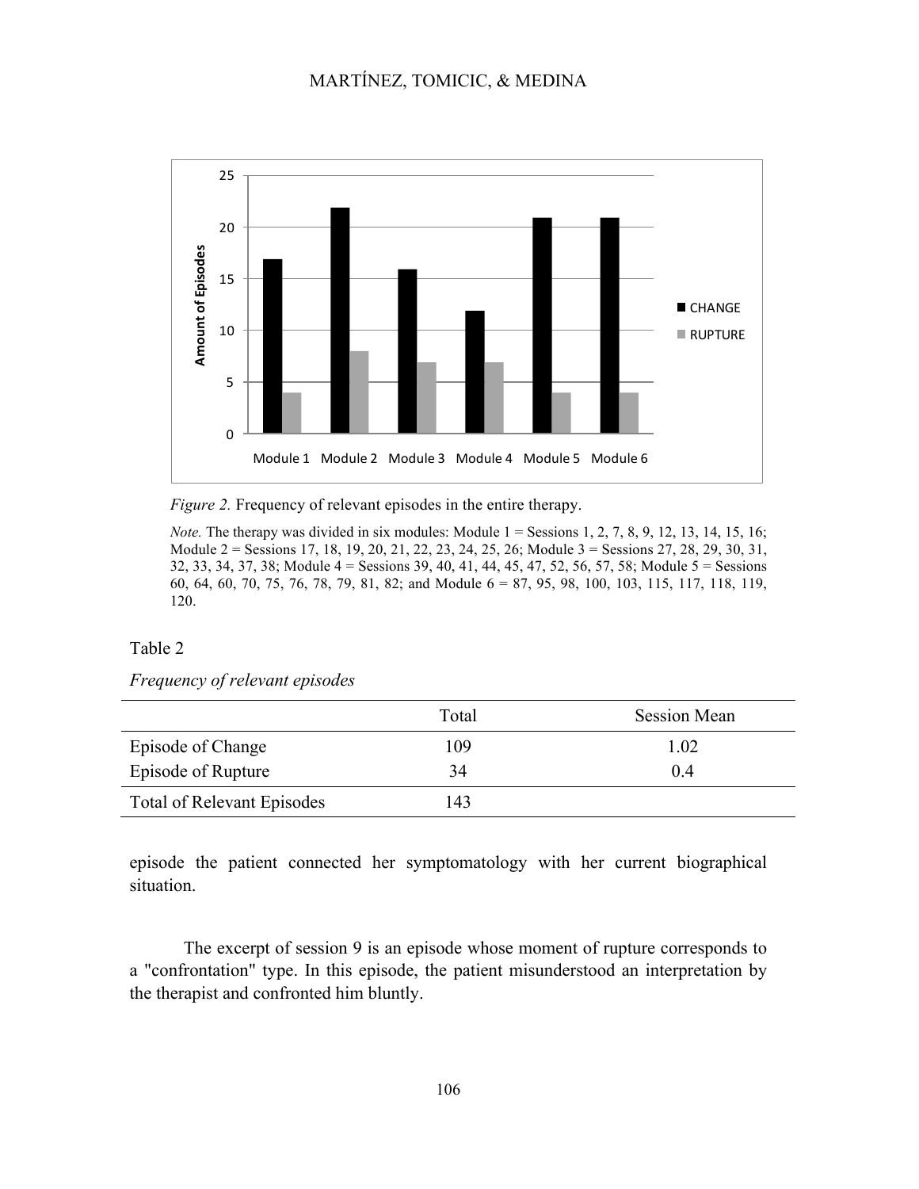*Figure 2.* Frequency of relevant episodes in the entire therapy.

*Note.* The therapy was divided in six modules: Module 1 = Sessions 1, 2, 7, 8, 9, 12, 13, 14, 15, 16; Module 2 = Sessions 17, 18, 19, 20, 21, 22, 23, 24, 25, 26; Module 3 = Sessions 27, 28, 29, 30, 31, 32, 33, 34, 37, 38; Module 4 = Sessions 39, 40, 41, 44, 45, 47, 52, 56, 57, 58; Module 5 = Sessions 60, 64, 60, 70, 75, 76, 78, 79, 81, 82; and Module 6 = 87, 95, 98, 100, 103, 115, 117, 118, 119, 120.

Table 2

*Frequency of relevant episodes*

| | Total | Session Mean |
|---|---|---|
| Episode of Change | 109 | 1.02 |
| Episode of Rupture | 34 | 0.4 |
| Total of Relevant Episodes | 143 | |

episode the patient connected her symptomatology with her current biographical situation.

The excerpt of session 9 is an episode whose moment of rupture corresponds to a "confrontation" type. In this episode, the patient misunderstood an interpretation by the therapist and confronted him bluntly.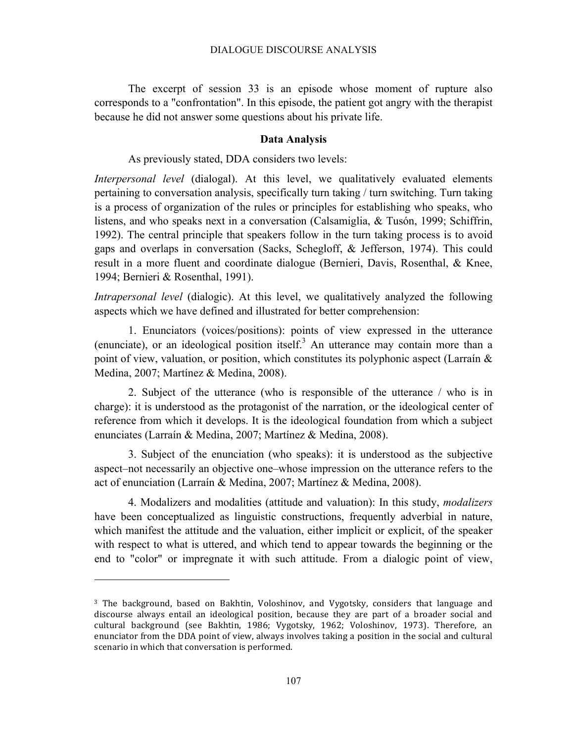The excerpt of session 33 is an episode whose moment of rupture also corresponds to a "confrontation". In this episode, the patient got angry with the therapist because he did not answer some questions about his private life.

## Data Analysis

As previously stated, DDA considers two levels:

*Interpersonal level* (dialogal). At this level, we qualitatively evaluated elements pertaining to conversation analysis, specifically turn taking / turn switching. Turn taking is a process of organization of the rules or principles for establishing who speaks, who listens, and who speaks next in a conversation (Calsamiglia, & Tusón, 1999; Schiffrin, 1992). The central principle that speakers follow in the turn taking process is to avoid gaps and overlaps in conversation (Sacks, Schegloff, & Jefferson, 1974). This could result in a more fluent and coordinate dialogue (Bernieri, Davis, Rosenthal, & Knee, 1994; Bernieri & Rosenthal, 1991).

*Intrapersonal level* (dialogic). At this level, we qualitatively analyzed the following aspects which we have defined and illustrated for better comprehension:

1. Enunciators (voices/positions): points of view expressed in the utterance (enunciate), or an ideological position itself.[3] An utterance may contain more than a point of view, valuation, or position, which constitutes its polyphonic aspect (Larraín & Medina, 2007; Martínez & Medina, 2008).

2. Subject of the utterance (who is responsible of the utterance / who is in charge): it is understood as the protagonist of the narration, or the ideological center of reference from which it develops. It is the ideological foundation from which a subject enunciates (Larraín & Medina, 2007; Martínez & Medina, 2008).

3. Subject of the enunciation (who speaks): it is understood as the subjective aspect–not necessarily an objective one–whose impression on the utterance refers to the act of enunciation (Larraín & Medina, 2007; Martínez & Medina, 2008).

4. Modalizers and modalities (attitude and valuation): In this study, *modalizers* have been conceptualized as linguistic constructions, frequently adverbial in nature, which manifest the attitude and the valuation, either implicit or explicit, of the speaker with respect to what is uttered, and which tend to appear towards the beginning or the end to "color" or impregnate it with such attitude. From a dialogic point of view,

---

[3] The background, based on Bakhtin, Voloshinov, and Vygotsky, considers that language and discourse always entail an ideological position, because they are part of a broader social and cultural background (see Bakhtin, 1986; Vygotsky, 1962; Voloshinov, 1973). Therefore, an enunciator from the DDA point of view, always involves taking a position in the social and cultural scenario in which that conversation is performed.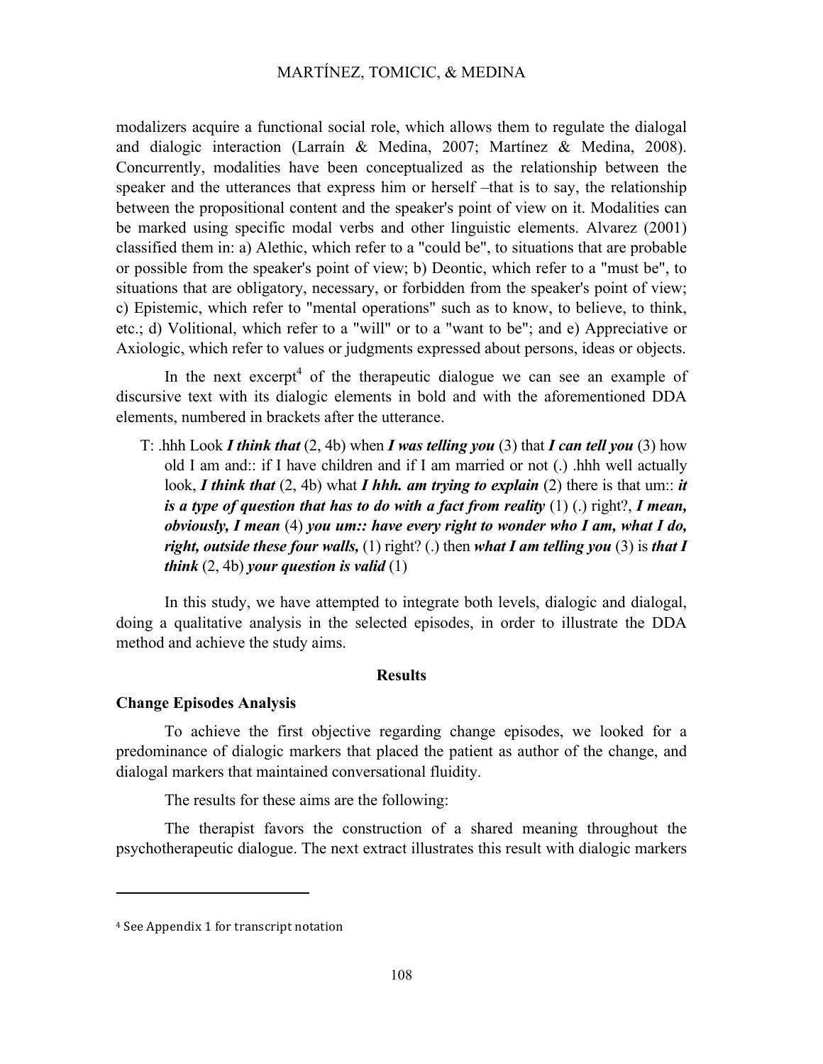modalizers acquire a functional social role, which allows them to regulate the dialogal and dialogic interaction (Larraín & Medina, 2007; Martínez & Medina, 2008). Concurrently, modalities have been conceptualized as the relationship between the speaker and the utterances that express him or herself –that is to say, the relationship between the propositional content and the speaker's point of view on it. Modalities can be marked using specific modal verbs and other linguistic elements. Alvarez (2001) classified them in: a) Alethic, which refer to a "could be", to situations that are probable or possible from the speaker's point of view; b) Deontic, which refer to a "must be", to situations that are obligatory, necessary, or forbidden from the speaker's point of view; c) Epistemic, which refer to "mental operations" such as to know, to believe, to think, etc.; d) Volitional, which refer to a "will" or to a "want to be"; and e) Appreciative or Axiologic, which refer to values or judgments expressed about persons, ideas or objects.

In the next excerpt[4] of the therapeutic dialogue we can see an example of discursive text with its dialogic elements in bold and with the aforementioned DDA elements, numbered in brackets after the utterance.

> T: .hhh Look ***I think that*** (2, 4b) when ***I was telling you*** (3) that ***I can tell you*** (3) how old I am and:: if I have children and if I am married or not (.) .hhh well actually look, ***I think that*** (2, 4b) what ***I hhh. am trying to explain*** (2) there is that um:: ***it is a type of question that has to do with a fact from reality*** (1) (.) right?, ***I mean, obviously, I mean*** (4) ***you um:: have every right to wonder who I am, what I do, right, outside these four walls,*** (1) right? (.) then ***what I am telling you*** (3) is ***that I think*** (2, 4b) ***your question is valid*** (1)

In this study, we have attempted to integrate both levels, dialogic and dialogal, doing a qualitative analysis in the selected episodes, in order to illustrate the DDA method and achieve the study aims.

## Results

### Change Episodes Analysis

To achieve the first objective regarding change episodes, we looked for a predominance of dialogic markers that placed the patient as author of the change, and dialogal markers that maintained conversational fluidity.

The results for these aims are the following:

The therapist favors the construction of a shared meaning throughout the psychotherapeutic dialogue. The next extract illustrates this result with dialogic markers

---

[4] See Appendix 1 for transcript notation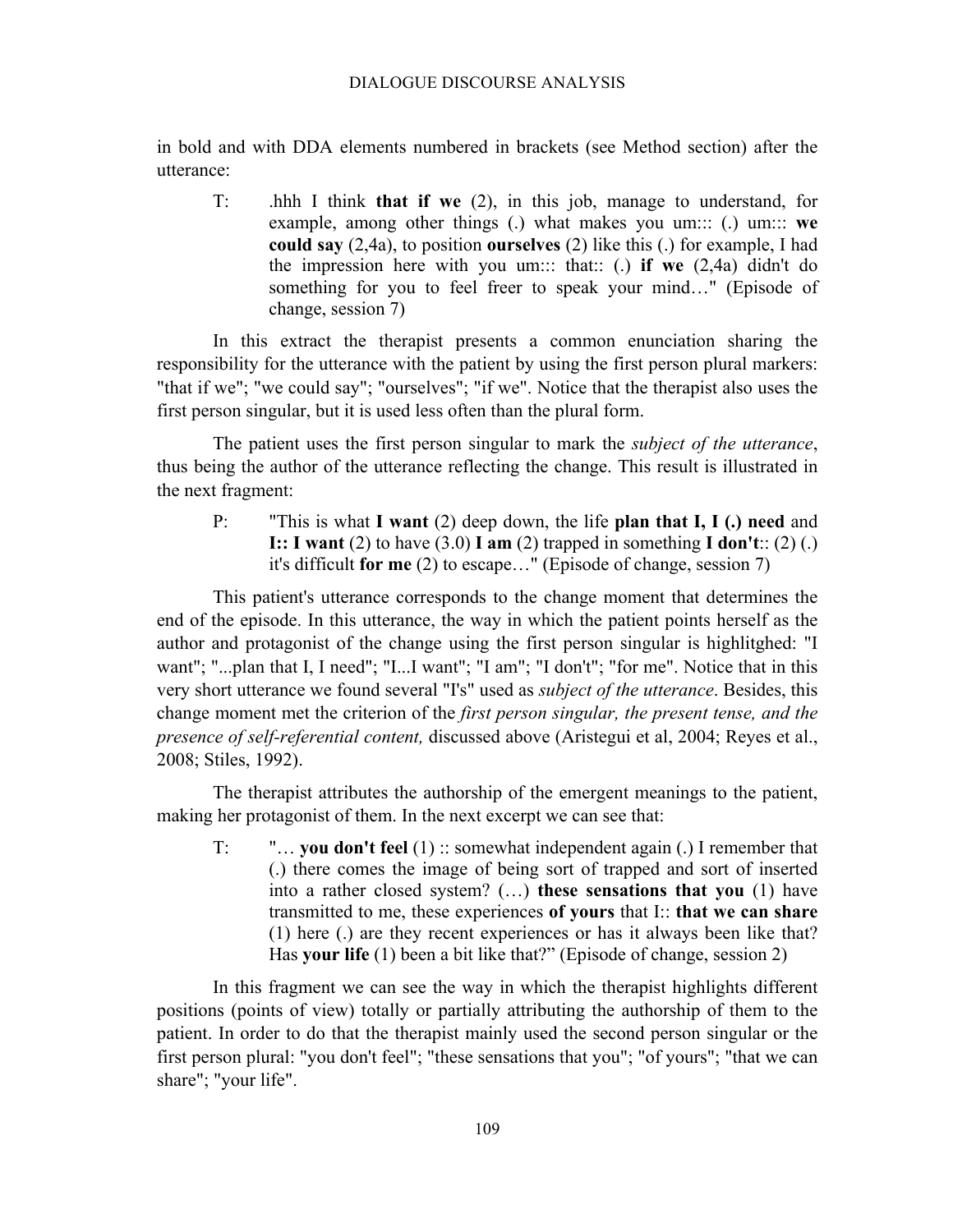in bold and with DDA elements numbered in brackets (see Method section) after the utterance:

> T: .hhh I think **that if we** (2), in this job, manage to understand, for example, among other things (.) what makes you um::: (.) um::: **we could say** (2,4a), to position **ourselves** (2) like this (.) for example, I had the impression here with you um::: that:: (.) **if we** (2,4a) didn't do something for you to feel freer to speak your mind…" (Episode of change, session 7)

In this extract the therapist presents a common enunciation sharing the responsibility for the utterance with the patient by using the first person plural markers: "that if we"; "we could say"; "ourselves"; "if we". Notice that the therapist also uses the first person singular, but it is used less often than the plural form.

The patient uses the first person singular to mark the *subject of the utterance*, thus being the author of the utterance reflecting the change. This result is illustrated in the next fragment:

> P: "This is what **I want** (2) deep down, the life **plan that I, I (.) need** and **I:: I want** (2) to have (3.0) **I am** (2) trapped in something **I don't**:: (2) (.) it's difficult **for me** (2) to escape…" (Episode of change, session 7)

This patient's utterance corresponds to the change moment that determines the end of the episode. In this utterance, the way in which the patient points herself as the author and protagonist of the change using the first person singular is highlitghed: "I want"; "...plan that I, I need"; "I...I want"; "I am"; "I don't"; "for me". Notice that in this very short utterance we found several "I's" used as *subject of the utterance*. Besides, this change moment met the criterion of the *first person singular, the present tense, and the presence of self-referential content,* discussed above (Aristegui et al, 2004; Reyes et al., 2008; Stiles, 1992).

The therapist attributes the authorship of the emergent meanings to the patient, making her protagonist of them. In the next excerpt we can see that:

> T: "… **you don't feel** (1) :: somewhat independent again (.) I remember that (.) there comes the image of being sort of trapped and sort of inserted into a rather closed system? (…) **these sensations that you** (1) have transmitted to me, these experiences **of yours** that I:: **that we can share** (1) here (.) are they recent experiences or has it always been like that? Has **your life** (1) been a bit like that?" (Episode of change, session 2)

In this fragment we can see the way in which the therapist highlights different positions (points of view) totally or partially attributing the authorship of them to the patient. In order to do that the therapist mainly used the second person singular or the first person plural: "you don't feel"; "these sensations that you"; "of yours"; "that we can share"; "your life".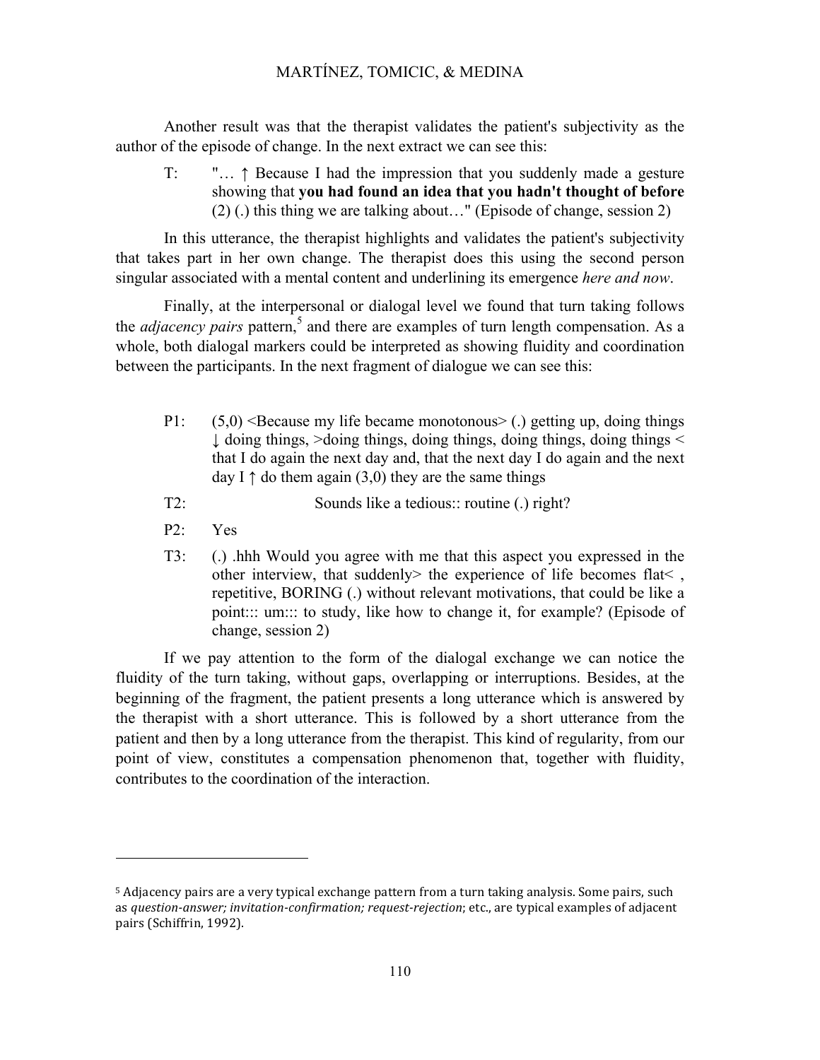Another result was that the therapist validates the patient's subjectivity as the author of the episode of change. In the next extract we can see this:

> T: "… ↑ Because I had the impression that you suddenly made a gesture showing that **you had found an idea that you hadn't thought of before** (2) (.) this thing we are talking about…" (Episode of change, session 2)

In this utterance, the therapist highlights and validates the patient's subjectivity that takes part in her own change. The therapist does this using the second person singular associated with a mental content and underlining its emergence *here and now*.

Finally, at the interpersonal or dialogal level we found that turn taking follows the *adjacency pairs* pattern,[5] and there are examples of turn length compensation. As a whole, both dialogal markers could be interpreted as showing fluidity and coordination between the participants. In the next fragment of dialogue we can see this:

> P1: (5,0) <Because my life became monotonous> (.) getting up, doing things ↓ doing things, >doing things, doing things, doing things, doing things < that I do again the next day and, that the next day I do again and the next day I ↑ do them again (3,0) they are the same things
>
> T2: Sounds like a tedious:: routine (.) right?
>
> P2: Yes
>
> T3: (.) .hhh Would you agree with me that this aspect you expressed in the other interview, that suddenly> the experience of life becomes flat< , repetitive, BORING (.) without relevant motivations, that could be like a point::: um::: to study, like how to change it, for example? (Episode of change, session 2)

If we pay attention to the form of the dialogal exchange we can notice the fluidity of the turn taking, without gaps, overlapping or interruptions. Besides, at the beginning of the fragment, the patient presents a long utterance which is answered by the therapist with a short utterance. This is followed by a short utterance from the patient and then by a long utterance from the therapist. This kind of regularity, from our point of view, constitutes a compensation phenomenon that, together with fluidity, contributes to the coordination of the interaction.

---

[5] Adjacency pairs are a very typical exchange pattern from a turn taking analysis. Some pairs, such as *question-answer; invitation-confirmation; request-rejection*; etc., are typical examples of adjacent pairs (Schiffrin, 1992).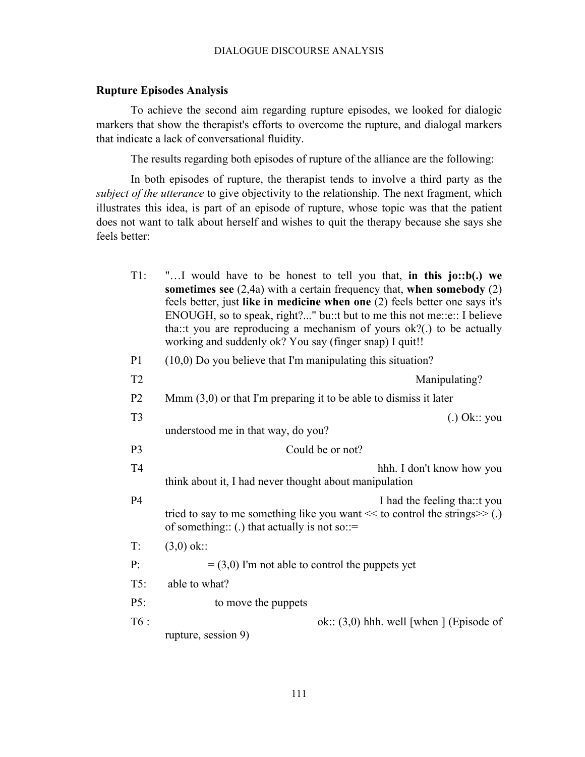## Rupture Episodes Analysis

To achieve the second aim regarding rupture episodes, we looked for dialogic markers that show the therapist's efforts to overcome the rupture, and dialogal markers that indicate a lack of conversational fluidity.

The results regarding both episodes of rupture of the alliance are the following:

In both episodes of rupture, the therapist tends to involve a third party as the *subject of the utterance* to give objectivity to the relationship. The next fragment, which illustrates this idea, is part of an episode of rupture, whose topic was that the patient does not want to talk about herself and wishes to quit the therapy because she says she feels better:

T1: "…I would have to be honest to tell you that, **in this jo::b(.) we sometimes see** (2,4a) with a certain frequency that, **when somebody** (2) feels better, just **like in medicine when one** (2) feels better one says it's ENOUGH, so to speak, right?..." bu::t but to me this not me::e:: I believe tha::t you are reproducing a mechanism of yours ok?(.) to be actually working and suddenly ok? You say (finger snap) I quit!!

P1 (10,0) Do you believe that I'm manipulating this situation?

T2 Manipulating?

P2 Mmm (3,0) or that I'm preparing it to be able to dismiss it later

T3 (.) Ok:: you understood me in that way, do you?

P3 Could be or not?

T4 hhh. I don't know how you think about it, I had never thought about manipulation

P4 I had the feeling tha::t you tried to say to me something like you want << to control the strings>> (.) of something:: (.) that actually is not so::=

T: (3,0) ok::

P: = (3,0) I'm not able to control the puppets yet

T5: able to what?

P5: to move the puppets

T6 : ok:: (3,0) hhh. well [when ] (Episode of rupture, session 9)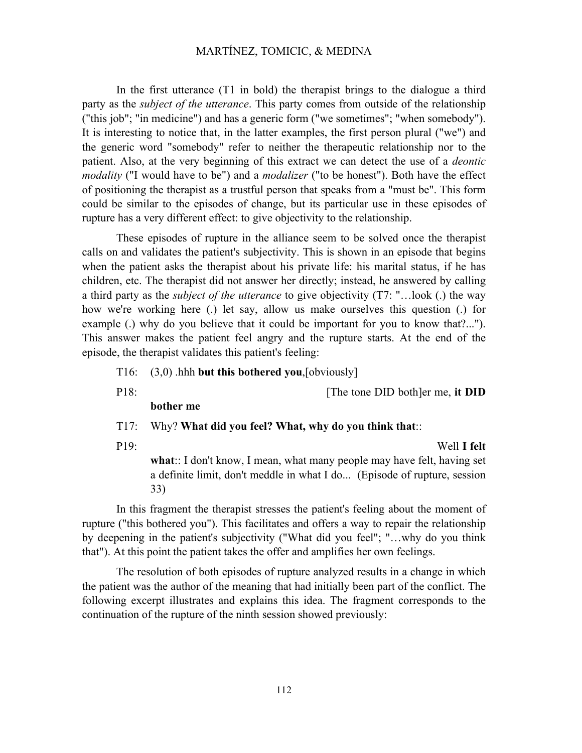In the first utterance (T1 in bold) the therapist brings to the dialogue a third party as the *subject of the utterance*. This party comes from outside of the relationship ("this job"; "in medicine") and has a generic form ("we sometimes"; "when somebody"). It is interesting to notice that, in the latter examples, the first person plural ("we") and the generic word "somebody" refer to neither the therapeutic relationship nor to the patient. Also, at the very beginning of this extract we can detect the use of a *deontic modality* ("I would have to be") and a *modalizer* ("to be honest"). Both have the effect of positioning the therapist as a trustful person that speaks from a "must be". This form could be similar to the episodes of change, but its particular use in these episodes of rupture has a very different effect: to give objectivity to the relationship.

These episodes of rupture in the alliance seem to be solved once the therapist calls on and validates the patient's subjectivity. This is shown in an episode that begins when the patient asks the therapist about his private life: his marital status, if he has children, etc. The therapist did not answer her directly; instead, he answered by calling a third party as the *subject of the utterance* to give objectivity (T7: "…look (.) the way how we're working here (.) let say, allow us make ourselves this question (.) for example (.) why do you believe that it could be important for you to know that?..."). This answer makes the patient feel angry and the rupture starts. At the end of the episode, the therapist validates this patient's feeling:

T16: (3,0) .hhh **but this bothered you**,[obviously]

P18: [The tone DID both]er me, **it DID bother me**

T17: Why? **What did you feel? What, why do you think that**::

P19: Well **I felt what**:: I don't know, I mean, what many people may have felt, having set a definite limit, don't meddle in what I do... (Episode of rupture, session 33)

In this fragment the therapist stresses the patient's feeling about the moment of rupture ("this bothered you"). This facilitates and offers a way to repair the relationship by deepening in the patient's subjectivity ("What did you feel"; "…why do you think that"). At this point the patient takes the offer and amplifies her own feelings.

The resolution of both episodes of rupture analyzed results in a change in which the patient was the author of the meaning that had initially been part of the conflict. The following excerpt illustrates and explains this idea. The fragment corresponds to the continuation of the rupture of the ninth session showed previously: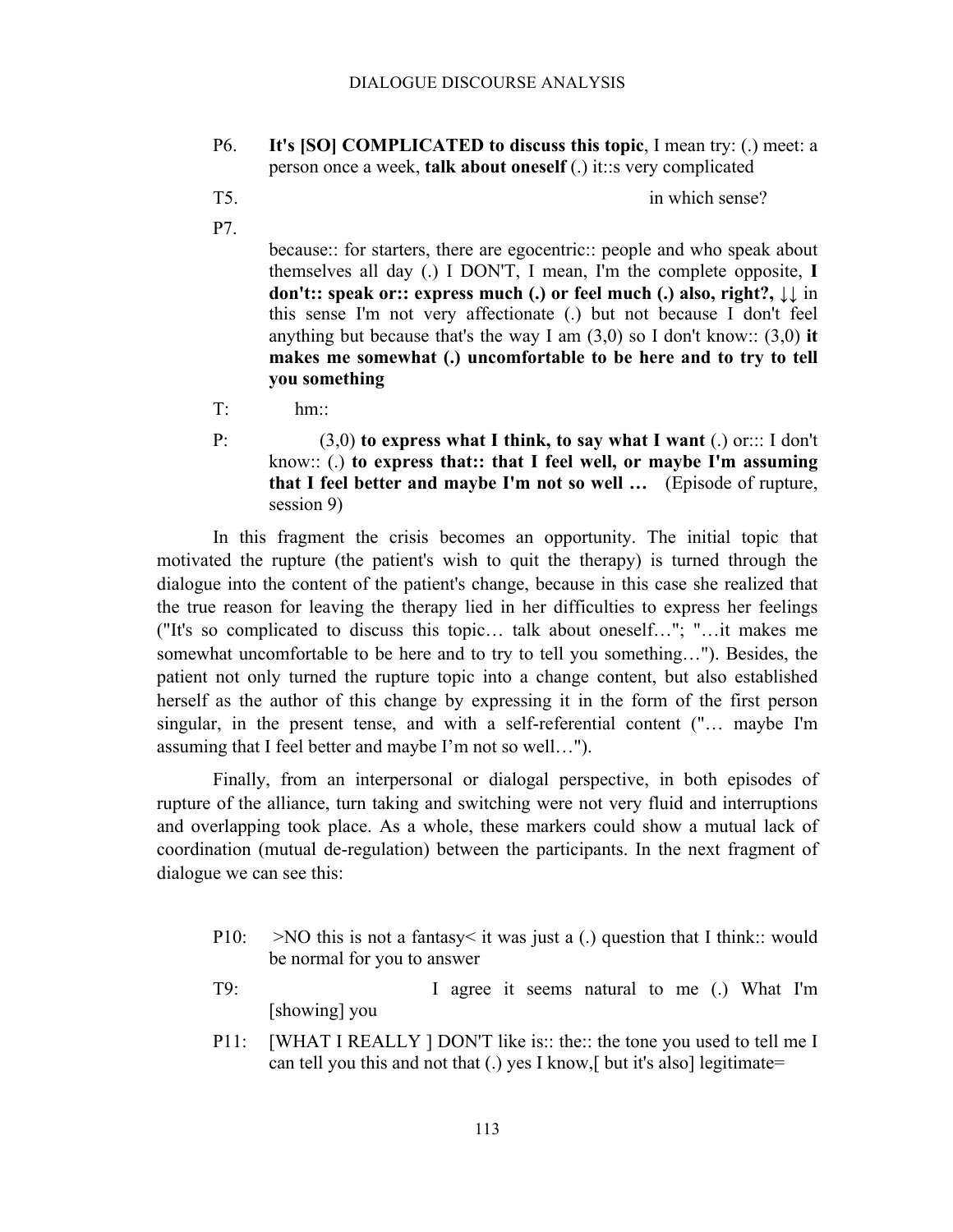P6. **It's [SO] COMPLICATED to discuss this topic**, I mean try: (.) meet: a person once a week, **talk about oneself** (.) it::s very complicated

T5. in which sense?

P7. because:: for starters, there are egocentric:: people and who speak about themselves all day (.) I DON'T, I mean, I'm the complete opposite, **I don't:: speak or:: express much (.) or feel much (.) also, right?,** ↓↓ in this sense I'm not very affectionate (.) but not because I don't feel anything but because that's the way I am (3,0) so I don't know:: (3,0) **it makes me somewhat (.) uncomfortable to be here and to try to tell you something**

T: hm::

P: (3,0) **to express what I think, to say what I want** (.) or::: I don't know:: (.) **to express that:: that I feel well, or maybe I'm assuming that I feel better and maybe I'm not so well …** (Episode of rupture, session 9)

In this fragment the crisis becomes an opportunity. The initial topic that motivated the rupture (the patient's wish to quit the therapy) is turned through the dialogue into the content of the patient's change, because in this case she realized that the true reason for leaving the therapy lied in her difficulties to express her feelings ("It's so complicated to discuss this topic… talk about oneself…"; "…it makes me somewhat uncomfortable to be here and to try to tell you something…"). Besides, the patient not only turned the rupture topic into a change content, but also established herself as the author of this change by expressing it in the form of the first person singular, in the present tense, and with a self-referential content ("… maybe I'm assuming that I feel better and maybe I'm not so well…").

Finally, from an interpersonal or dialogal perspective, in both episodes of rupture of the alliance, turn taking and switching were not very fluid and interruptions and overlapping took place. As a whole, these markers could show a mutual lack of coordination (mutual de-regulation) between the participants. In the next fragment of dialogue we can see this:

P10: >NO this is not a fantasy< it was just a (.) question that I think:: would be normal for you to answer

T9: I agree it seems natural to me (.) What I'm [showing] you

P11: [WHAT I REALLY ] DON'T like is:: the:: the tone you used to tell me I can tell you this and not that (.) yes I know,[ but it's also] legitimate=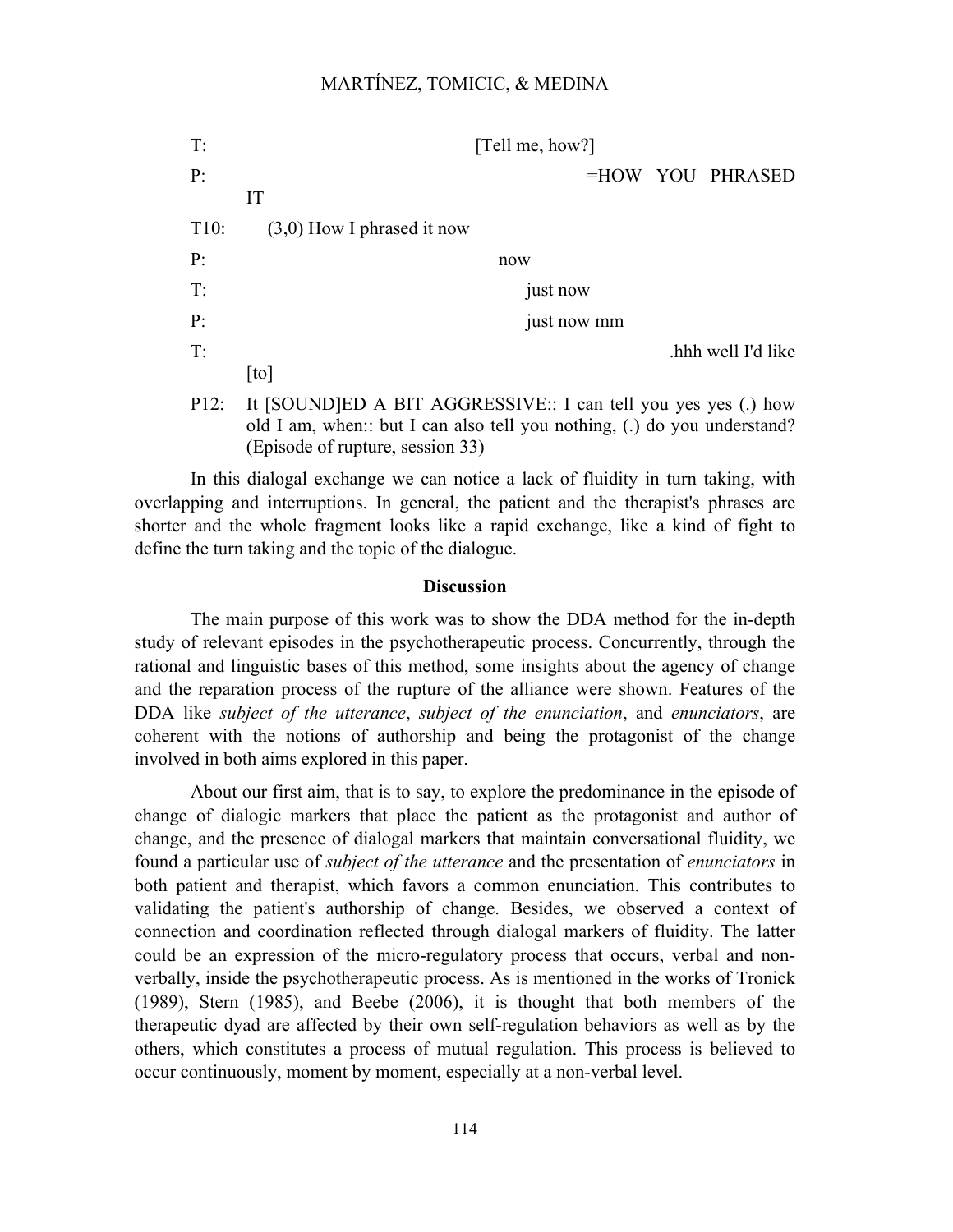T: [Tell me, how?]

P: =HOW YOU PHRASED IT

T10: (3,0) How I phrased it now

P: now

T: just now

P: just now mm

T: .hhh well I'd like [to]

P12: It [SOUND]ED A BIT AGGRESSIVE:: I can tell you yes yes (.) how old I am, when:: but I can also tell you nothing, (.) do you understand? (Episode of rupture, session 33)

In this dialogal exchange we can notice a lack of fluidity in turn taking, with overlapping and interruptions. In general, the patient and the therapist's phrases are shorter and the whole fragment looks like a rapid exchange, like a kind of fight to define the turn taking and the topic of the dialogue.

## Discussion

The main purpose of this work was to show the DDA method for the in-depth study of relevant episodes in the psychotherapeutic process. Concurrently, through the rational and linguistic bases of this method, some insights about the agency of change and the reparation process of the rupture of the alliance were shown. Features of the DDA like *subject of the utterance*, *subject of the enunciation*, and *enunciators*, are coherent with the notions of authorship and being the protagonist of the change involved in both aims explored in this paper.

About our first aim, that is to say, to explore the predominance in the episode of change of dialogic markers that place the patient as the protagonist and author of change, and the presence of dialogal markers that maintain conversational fluidity, we found a particular use of *subject of the utterance* and the presentation of *enunciators* in both patient and therapist, which favors a common enunciation. This contributes to validating the patient's authorship of change. Besides, we observed a context of connection and coordination reflected through dialogal markers of fluidity. The latter could be an expression of the micro-regulatory process that occurs, verbal and non-verbally, inside the psychotherapeutic process. As is mentioned in the works of Tronick (1989), Stern (1985), and Beebe (2006), it is thought that both members of the therapeutic dyad are affected by their own self-regulation behaviors as well as by the others, which constitutes a process of mutual regulation. This process is believed to occur continuously, moment by moment, especially at a non-verbal level.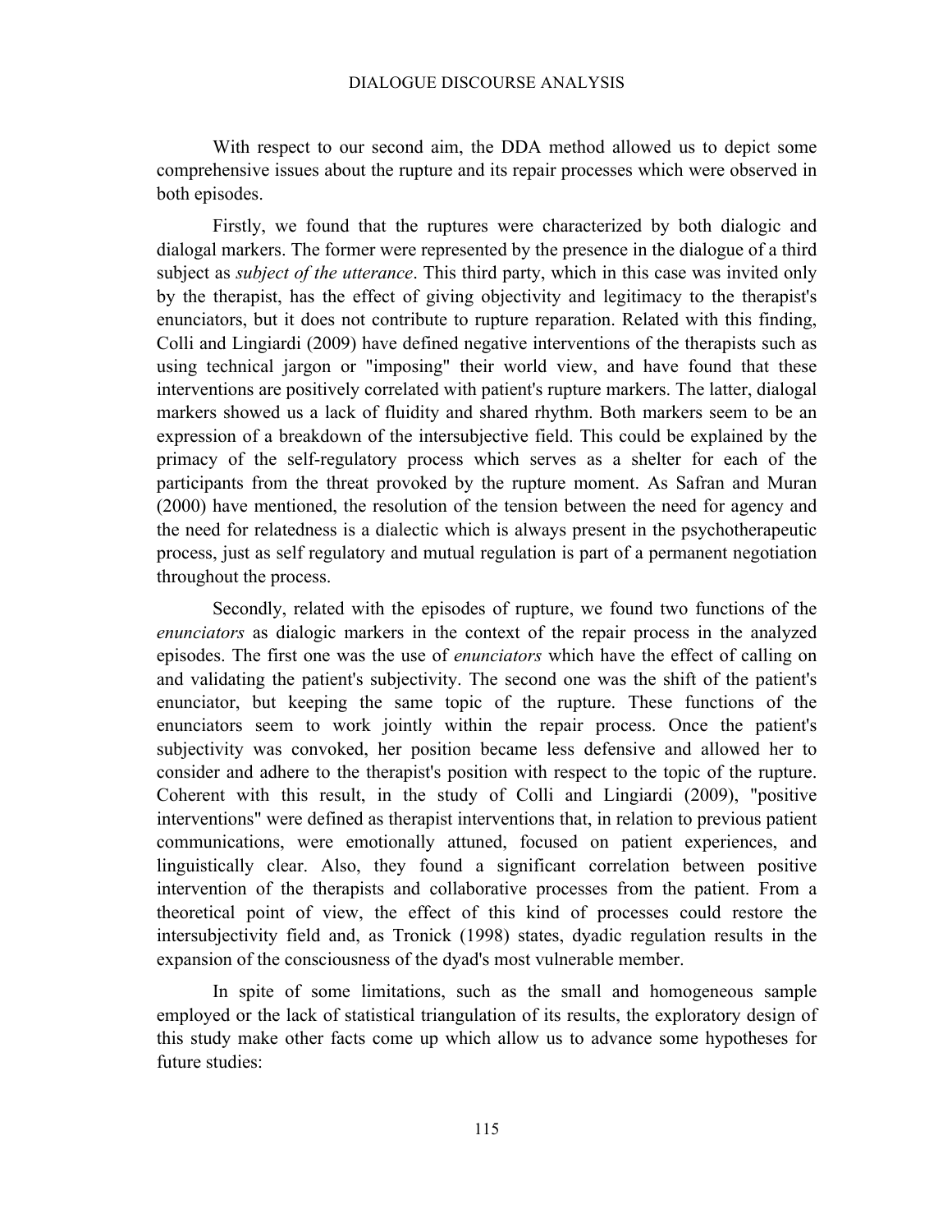With respect to our second aim, the DDA method allowed us to depict some comprehensive issues about the rupture and its repair processes which were observed in both episodes.

Firstly, we found that the ruptures were characterized by both dialogic and dialogal markers. The former were represented by the presence in the dialogue of a third subject as *subject of the utterance*. This third party, which in this case was invited only by the therapist, has the effect of giving objectivity and legitimacy to the therapist's enunciators, but it does not contribute to rupture reparation. Related with this finding, Colli and Lingiardi (2009) have defined negative interventions of the therapists such as using technical jargon or "imposing" their world view, and have found that these interventions are positively correlated with patient's rupture markers. The latter, dialogal markers showed us a lack of fluidity and shared rhythm. Both markers seem to be an expression of a breakdown of the intersubjective field. This could be explained by the primacy of the self-regulatory process which serves as a shelter for each of the participants from the threat provoked by the rupture moment. As Safran and Muran (2000) have mentioned, the resolution of the tension between the need for agency and the need for relatedness is a dialectic which is always present in the psychotherapeutic process, just as self regulatory and mutual regulation is part of a permanent negotiation throughout the process.

Secondly, related with the episodes of rupture, we found two functions of the *enunciators* as dialogic markers in the context of the repair process in the analyzed episodes. The first one was the use of *enunciators* which have the effect of calling on and validating the patient's subjectivity. The second one was the shift of the patient's enunciator, but keeping the same topic of the rupture. These functions of the enunciators seem to work jointly within the repair process. Once the patient's subjectivity was convoked, her position became less defensive and allowed her to consider and adhere to the therapist's position with respect to the topic of the rupture. Coherent with this result, in the study of Colli and Lingiardi (2009), "positive interventions" were defined as therapist interventions that, in relation to previous patient communications, were emotionally attuned, focused on patient experiences, and linguistically clear. Also, they found a significant correlation between positive intervention of the therapists and collaborative processes from the patient. From a theoretical point of view, the effect of this kind of processes could restore the intersubjectivity field and, as Tronick (1998) states, dyadic regulation results in the expansion of the consciousness of the dyad's most vulnerable member.

In spite of some limitations, such as the small and homogeneous sample employed or the lack of statistical triangulation of its results, the exploratory design of this study make other facts come up which allow us to advance some hypotheses for future studies: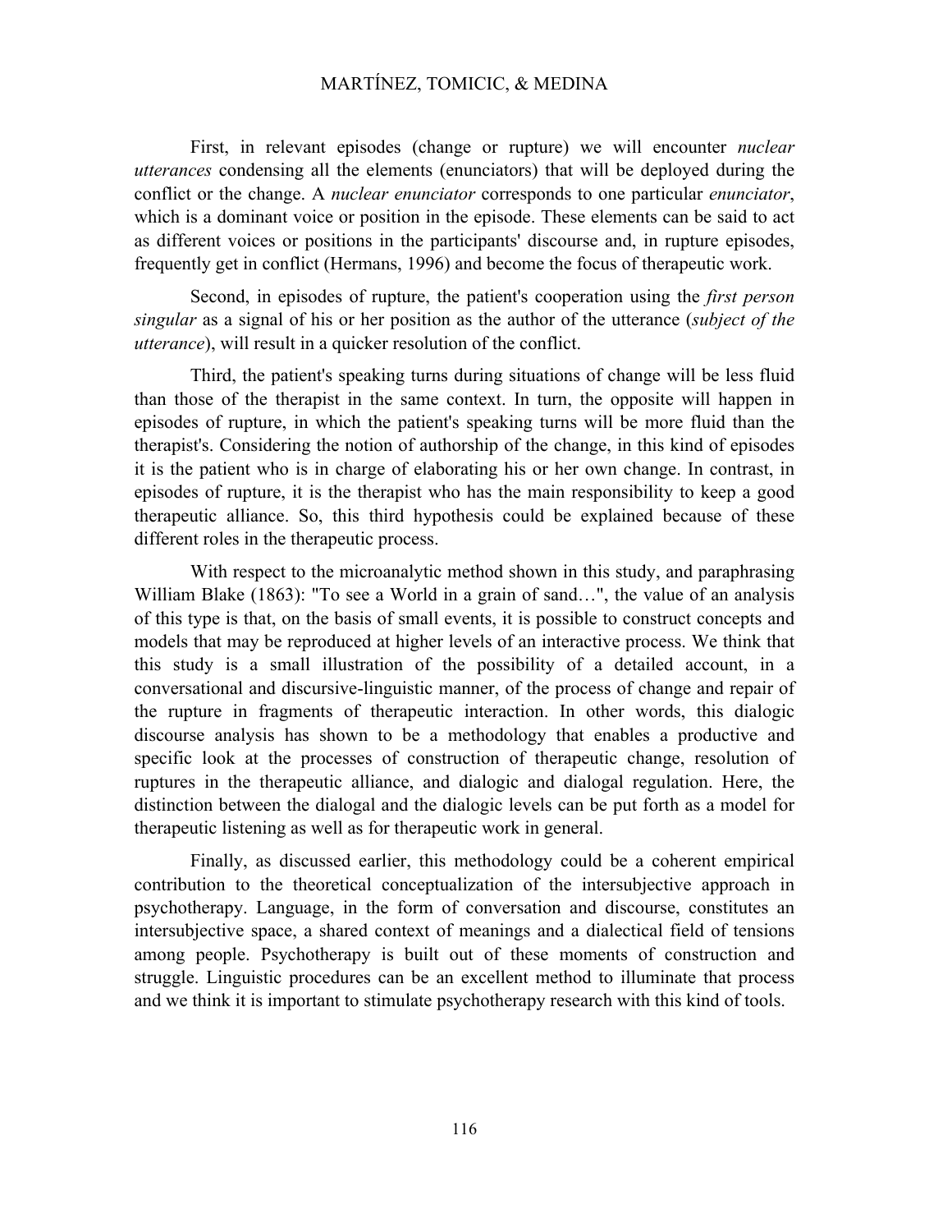First, in relevant episodes (change or rupture) we will encounter *nuclear utterances* condensing all the elements (enunciators) that will be deployed during the conflict or the change. A *nuclear enunciator* corresponds to one particular *enunciator*, which is a dominant voice or position in the episode. These elements can be said to act as different voices or positions in the participants' discourse and, in rupture episodes, frequently get in conflict (Hermans, 1996) and become the focus of therapeutic work.

Second, in episodes of rupture, the patient's cooperation using the *first person singular* as a signal of his or her position as the author of the utterance (*subject of the utterance*), will result in a quicker resolution of the conflict.

Third, the patient's speaking turns during situations of change will be less fluid than those of the therapist in the same context. In turn, the opposite will happen in episodes of rupture, in which the patient's speaking turns will be more fluid than the therapist's. Considering the notion of authorship of the change, in this kind of episodes it is the patient who is in charge of elaborating his or her own change. In contrast, in episodes of rupture, it is the therapist who has the main responsibility to keep a good therapeutic alliance. So, this third hypothesis could be explained because of these different roles in the therapeutic process.

With respect to the microanalytic method shown in this study, and paraphrasing William Blake (1863): "To see a World in a grain of sand…", the value of an analysis of this type is that, on the basis of small events, it is possible to construct concepts and models that may be reproduced at higher levels of an interactive process. We think that this study is a small illustration of the possibility of a detailed account, in a conversational and discursive-linguistic manner, of the process of change and repair of the rupture in fragments of therapeutic interaction. In other words, this dialogic discourse analysis has shown to be a methodology that enables a productive and specific look at the processes of construction of therapeutic change, resolution of ruptures in the therapeutic alliance, and dialogic and dialogal regulation. Here, the distinction between the dialogal and the dialogic levels can be put forth as a model for therapeutic listening as well as for therapeutic work in general.

Finally, as discussed earlier, this methodology could be a coherent empirical contribution to the theoretical conceptualization of the intersubjective approach in psychotherapy. Language, in the form of conversation and discourse, constitutes an intersubjective space, a shared context of meanings and a dialectical field of tensions among people. Psychotherapy is built out of these moments of construction and struggle. Linguistic procedures can be an excellent method to illuminate that process and we think it is important to stimulate psychotherapy research with this kind of tools.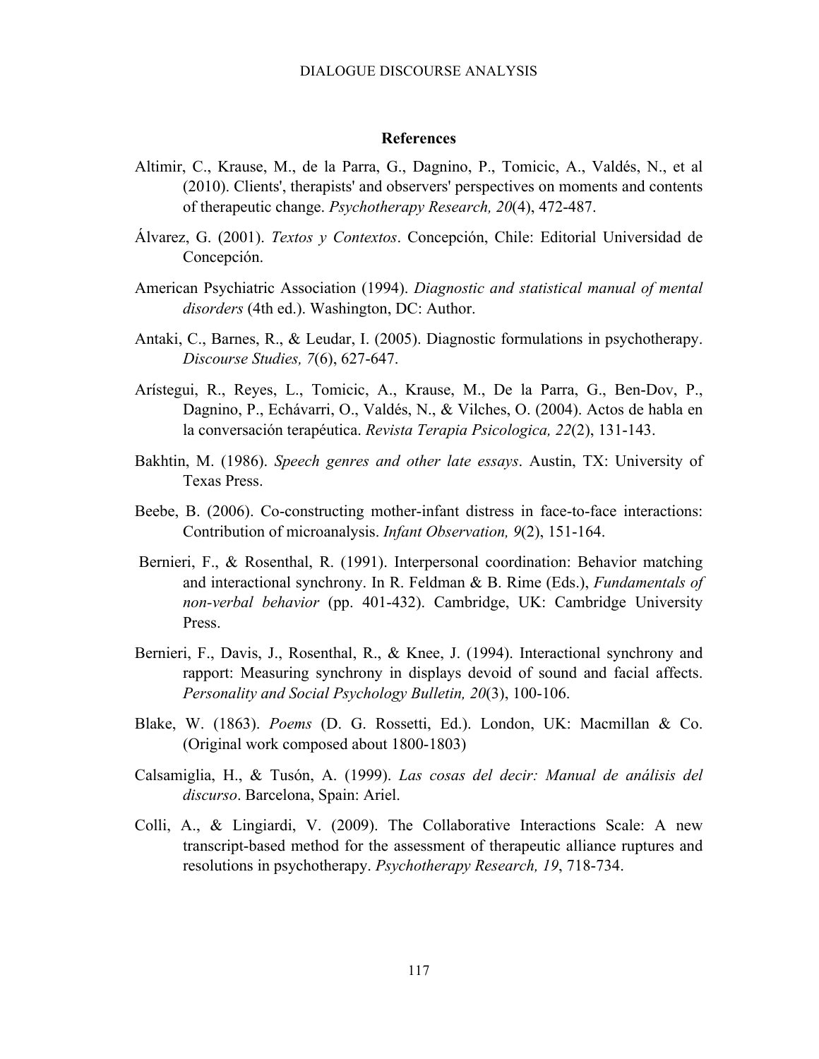## References

Altimir, C., Krause, M., de la Parra, G., Dagnino, P., Tomicic, A., Valdés, N., et al (2010). Clients', therapists' and observers' perspectives on moments and contents of therapeutic change. *Psychotherapy Research, 20*(4), 472-487.

Álvarez, G. (2001). *Textos y Contextos*. Concepción, Chile: Editorial Universidad de Concepción.

American Psychiatric Association (1994). *Diagnostic and statistical manual of mental disorders* (4th ed.). Washington, DC: Author.

Antaki, C., Barnes, R., & Leudar, I. (2005). Diagnostic formulations in psychotherapy. *Discourse Studies, 7*(6), 627-647.

Arístegui, R., Reyes, L., Tomicic, A., Krause, M., De la Parra, G., Ben-Dov, P., Dagnino, P., Echávarri, O., Valdés, N., & Vilches, O. (2004). Actos de habla en la conversación terapéutica. *Revista Terapia Psicologica, 22*(2), 131-143.

Bakhtin, M. (1986). *Speech genres and other late essays*. Austin, TX: University of Texas Press.

Beebe, B. (2006). Co-constructing mother-infant distress in face-to-face interactions: Contribution of microanalysis. *Infant Observation, 9*(2), 151-164.

Bernieri, F., & Rosenthal, R. (1991). Interpersonal coordination: Behavior matching and interactional synchrony. In R. Feldman & B. Rime (Eds.), *Fundamentals of non-verbal behavior* (pp. 401-432). Cambridge, UK: Cambridge University Press.

Bernieri, F., Davis, J., Rosenthal, R., & Knee, J. (1994). Interactional synchrony and rapport: Measuring synchrony in displays devoid of sound and facial affects. *Personality and Social Psychology Bulletin, 20*(3), 100-106.

Blake, W. (1863). *Poems* (D. G. Rossetti, Ed.). London, UK: Macmillan & Co. (Original work composed about 1800-1803)

Calsamiglia, H., & Tusón, A. (1999). *Las cosas del decir: Manual de análisis del discurso*. Barcelona, Spain: Ariel.

Colli, A., & Lingiardi, V. (2009). The Collaborative Interactions Scale: A new transcript-based method for the assessment of therapeutic alliance ruptures and resolutions in psychotherapy. *Psychotherapy Research, 19*, 718-734.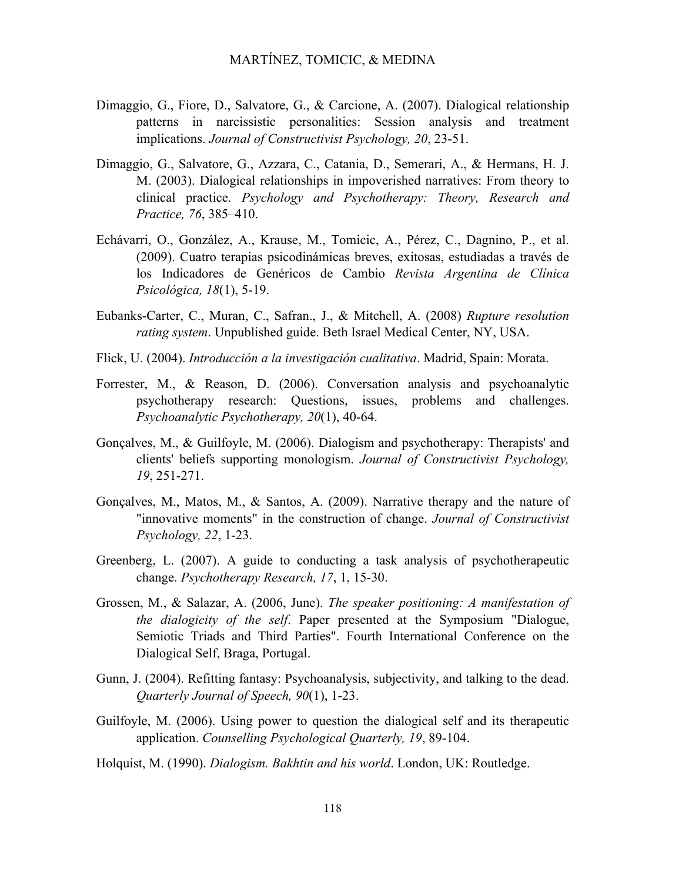Dimaggio, G., Fiore, D., Salvatore, G., & Carcione, A. (2007). Dialogical relationship patterns in narcissistic personalities: Session analysis and treatment implications. *Journal of Constructivist Psychology, 20*, 23-51.

Dimaggio, G., Salvatore, G., Azzara, C., Catania, D., Semerari, A., & Hermans, H. J. M. (2003). Dialogical relationships in impoverished narratives: From theory to clinical practice. *Psychology and Psychotherapy: Theory, Research and Practice, 76*, 385–410.

Echávarri, O., González, A., Krause, M., Tomicic, A., Pérez, C., Dagnino, P., et al. (2009). Cuatro terapias psicodinámicas breves, exitosas, estudiadas a través de los Indicadores de Genéricos de Cambio *Revista Argentina de Clínica Psicológica, 18*(1), 5-19.

Eubanks-Carter, C., Muran, C., Safran., J., & Mitchell, A. (2008) *Rupture resolution rating system*. Unpublished guide. Beth Israel Medical Center, NY, USA.

Flick, U. (2004). *Introducción a la investigación cualitativa*. Madrid, Spain: Morata.

Forrester, M., & Reason, D. (2006). Conversation analysis and psychoanalytic psychotherapy research: Questions, issues, problems and challenges. *Psychoanalytic Psychotherapy, 20*(1), 40-64.

Gonçalves, M., & Guilfoyle, M. (2006). Dialogism and psychotherapy: Therapists' and clients' beliefs supporting monologism. *Journal of Constructivist Psychology, 19*, 251-271.

Gonçalves, M., Matos, M., & Santos, A. (2009). Narrative therapy and the nature of "innovative moments" in the construction of change. *Journal of Constructivist Psychology, 22*, 1-23.

Greenberg, L. (2007). A guide to conducting a task analysis of psychotherapeutic change. *Psychotherapy Research, 17*, 1, 15-30.

Grossen, M., & Salazar, A. (2006, June). *The speaker positioning: A manifestation of the dialogicity of the self*. Paper presented at the Symposium "Dialogue, Semiotic Triads and Third Parties". Fourth International Conference on the Dialogical Self, Braga, Portugal.

Gunn, J. (2004). Refitting fantasy: Psychoanalysis, subjectivity, and talking to the dead. *Quarterly Journal of Speech, 90*(1), 1-23.

Guilfoyle, M. (2006). Using power to question the dialogical self and its therapeutic application. *Counselling Psychological Quarterly, 19*, 89-104.

Holquist, M. (1990). *Dialogism. Bakhtin and his world*. London, UK: Routledge.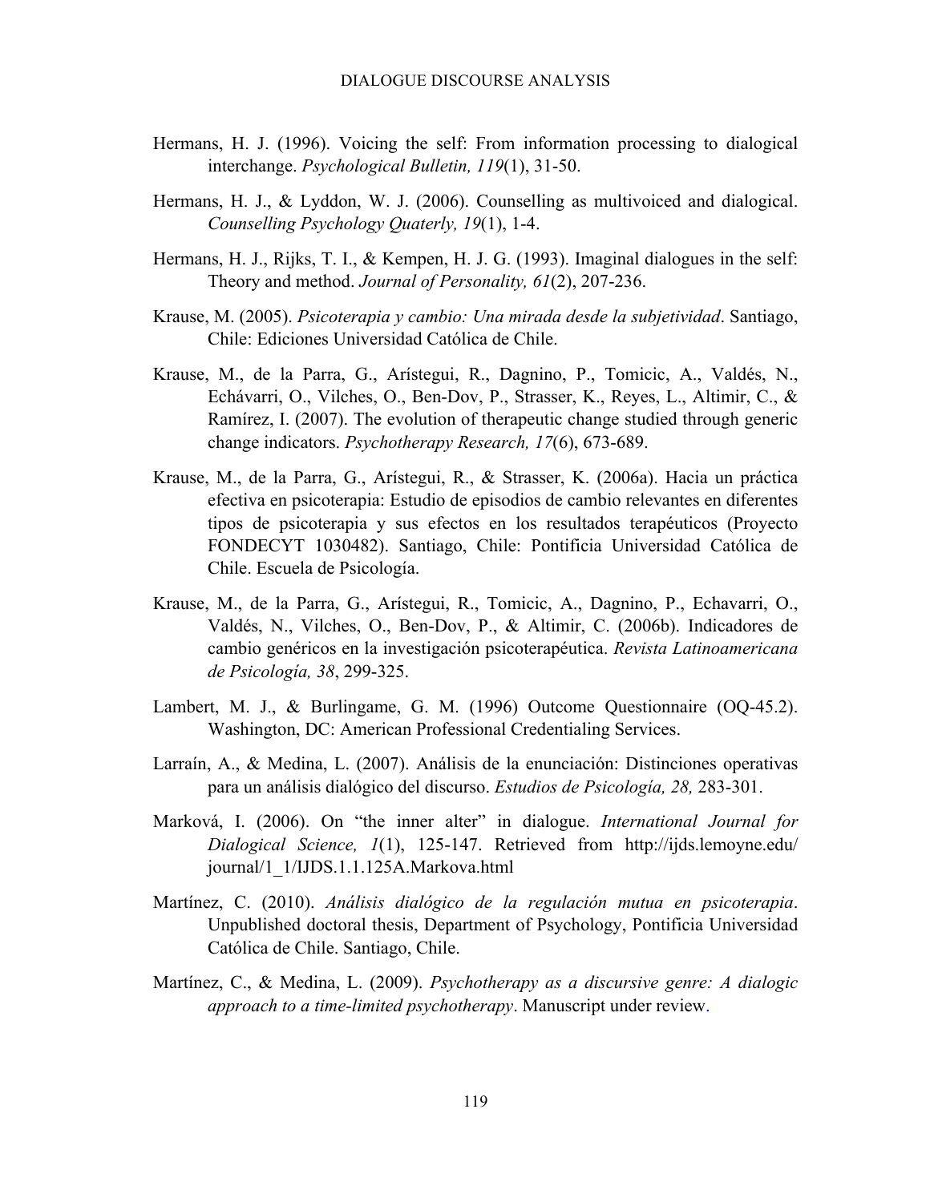Hermans, H. J. (1996). Voicing the self: From information processing to dialogical interchange. *Psychological Bulletin, 119*(1), 31-50.

Hermans, H. J., & Lyddon, W. J. (2006). Counselling as multivoiced and dialogical. *Counselling Psychology Quaterly, 19*(1), 1-4.

Hermans, H. J., Rijks, T. I., & Kempen, H. J. G. (1993). Imaginal dialogues in the self: Theory and method. *Journal of Personality, 61*(2), 207-236.

Krause, M. (2005). *Psicoterapia y cambio: Una mirada desde la subjetividad*. Santiago, Chile: Ediciones Universidad Católica de Chile.

Krause, M., de la Parra, G., Arístegui, R., Dagnino, P., Tomicic, A., Valdés, N., Echávarri, O., Vilches, O., Ben-Dov, P., Strasser, K., Reyes, L., Altimir, C., & Ramírez, I. (2007). The evolution of therapeutic change studied through generic change indicators. *Psychotherapy Research, 17*(6), 673-689.

Krause, M., de la Parra, G., Arístegui, R., & Strasser, K. (2006a). Hacia un práctica efectiva en psicoterapia: Estudio de episodios de cambio relevantes en diferentes tipos de psicoterapia y sus efectos en los resultados terapéuticos (Proyecto FONDECYT 1030482). Santiago, Chile: Pontificia Universidad Católica de Chile. Escuela de Psicología.

Krause, M., de la Parra, G., Arístegui, R., Tomicic, A., Dagnino, P., Echavarri, O., Valdés, N., Vilches, O., Ben-Dov, P., & Altimir, C. (2006b). Indicadores de cambio genéricos en la investigación psicoterapéutica. *Revista Latinoamericana de Psicología, 38*, 299-325.

Lambert, M. J., & Burlingame, G. M. (1996) Outcome Questionnaire (OQ-45.2). Washington, DC: American Professional Credentialing Services.

Larraín, A., & Medina, L. (2007). Análisis de la enunciación: Distinciones operativas para un análisis dialógico del discurso. *Estudios de Psicología, 28,* 283-301.

Marková, I. (2006). On "the inner alter" in dialogue. *International Journal for Dialogical Science, 1*(1), 125-147. Retrieved from http://ijds.lemoyne.edu/journal/1_1/IJDS.1.1.125A.Markova.html

Martínez, C. (2010). *Análisis dialógico de la regulación mutua en psicoterapia*. Unpublished doctoral thesis, Department of Psychology, Pontificia Universidad Católica de Chile. Santiago, Chile.

Martínez, C., & Medina, L. (2009). *Psychotherapy as a discursive genre: A dialogic approach to a time-limited psychotherapy*. Manuscript under review.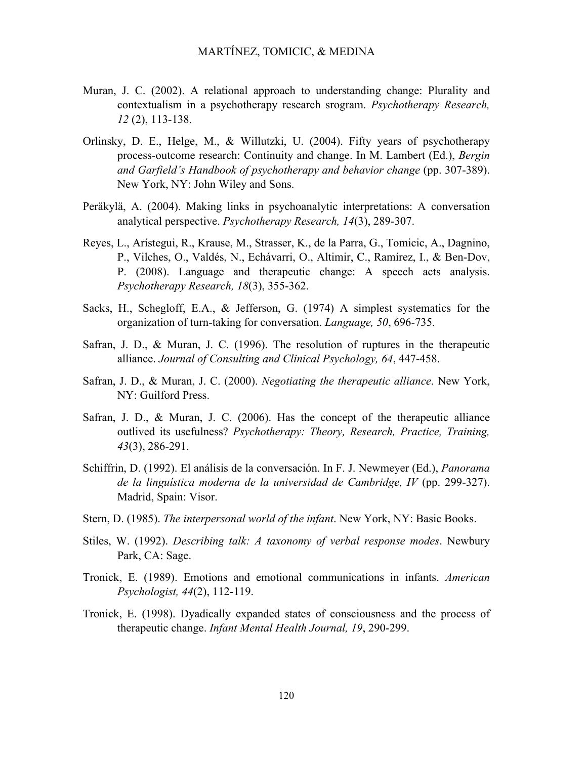Muran, J. C. (2002). A relational approach to understanding change: Plurality and contextualism in a psychotherapy research srogram. *Psychotherapy Research, 12* (2), 113-138.

Orlinsky, D. E., Helge, M., & Willutzki, U. (2004). Fifty years of psychotherapy process-outcome research: Continuity and change. In M. Lambert (Ed.), *Bergin and Garfield's Handbook of psychotherapy and behavior change* (pp. 307-389). New York, NY: John Wiley and Sons.

Peräkylä, A. (2004). Making links in psychoanalytic interpretations: A conversation analytical perspective. *Psychotherapy Research, 14*(3), 289-307.

Reyes, L., Arístegui, R., Krause, M., Strasser, K., de la Parra, G., Tomicic, A., Dagnino, P., Vilches, O., Valdés, N., Echávarri, O., Altimir, C., Ramírez, I., & Ben-Dov, P. (2008). Language and therapeutic change: A speech acts analysis. *Psychotherapy Research, 18*(3), 355-362.

Sacks, H., Schegloff, E.A., & Jefferson, G. (1974) A simplest systematics for the organization of turn-taking for conversation. *Language, 50*, 696-735.

Safran, J. D., & Muran, J. C. (1996). The resolution of ruptures in the therapeutic alliance. *Journal of Consulting and Clinical Psychology, 64*, 447-458.

Safran, J. D., & Muran, J. C. (2000). *Negotiating the therapeutic alliance*. New York, NY: Guilford Press.

Safran, J. D., & Muran, J. C. (2006). Has the concept of the therapeutic alliance outlived its usefulness? *Psychotherapy: Theory, Research, Practice, Training, 43*(3), 286-291.

Schiffrin, D. (1992). El análisis de la conversación. In F. J. Newmeyer (Ed.), *Panorama de la linguística moderna de la universidad de Cambridge, IV* (pp. 299-327). Madrid, Spain: Visor.

Stern, D. (1985). *The interpersonal world of the infant*. New York, NY: Basic Books.

Stiles, W. (1992). *Describing talk: A taxonomy of verbal response modes*. Newbury Park, CA: Sage.

Tronick, E. (1989). Emotions and emotional communications in infants. *American Psychologist, 44*(2), 112-119.

Tronick, E. (1998). Dyadically expanded states of consciousness and the process of therapeutic change. *Infant Mental Health Journal, 19*, 290-299.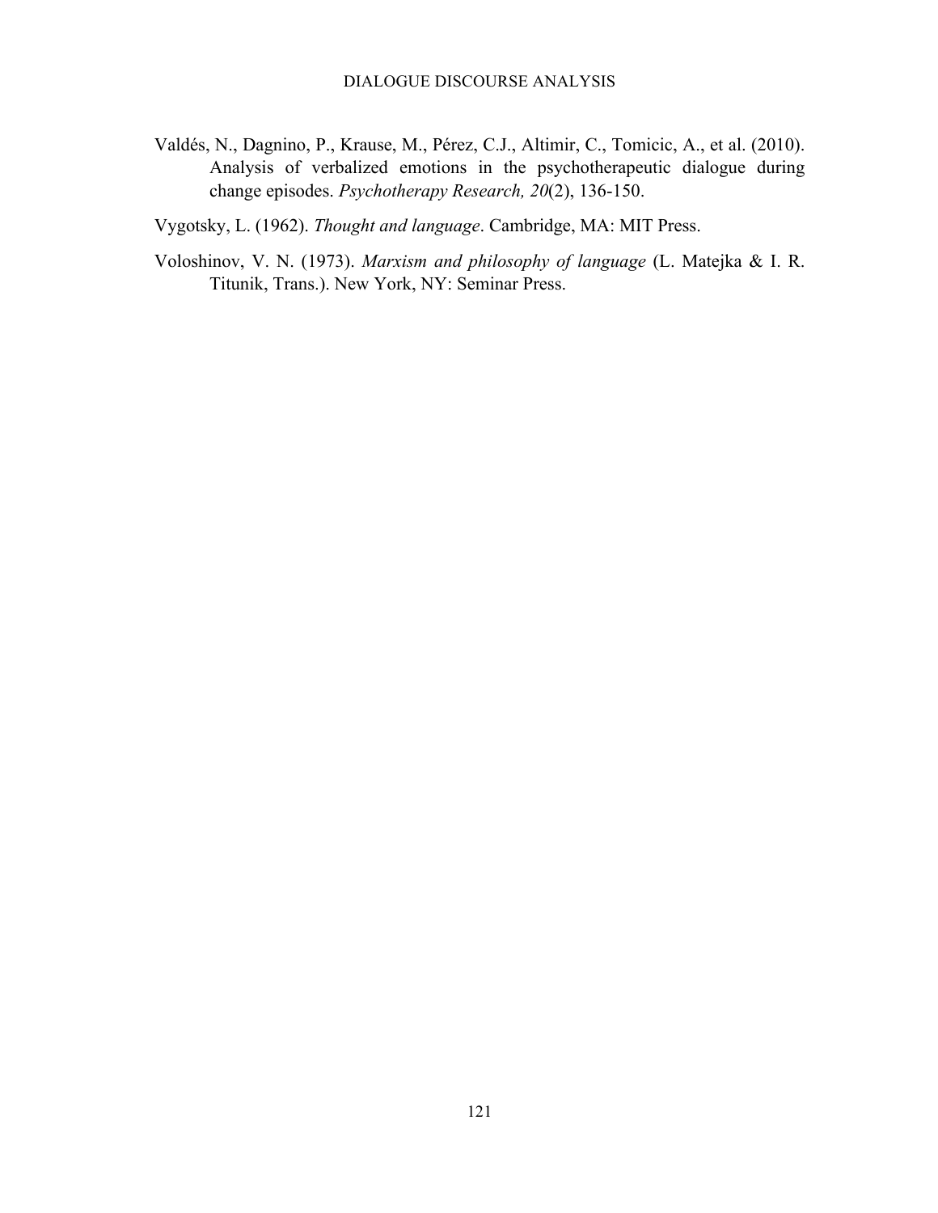Valdés, N., Dagnino, P., Krause, M., Pérez, C.J., Altimir, C., Tomicic, A., et al. (2010). Analysis of verbalized emotions in the psychotherapeutic dialogue during change episodes. *Psychotherapy Research, 20*(2), 136-150.

Vygotsky, L. (1962). *Thought and language*. Cambridge, MA: MIT Press.

Voloshinov, V. N. (1973). *Marxism and philosophy of language* (L. Matejka & I. R. Titunik, Trans.). New York, NY: Seminar Press.